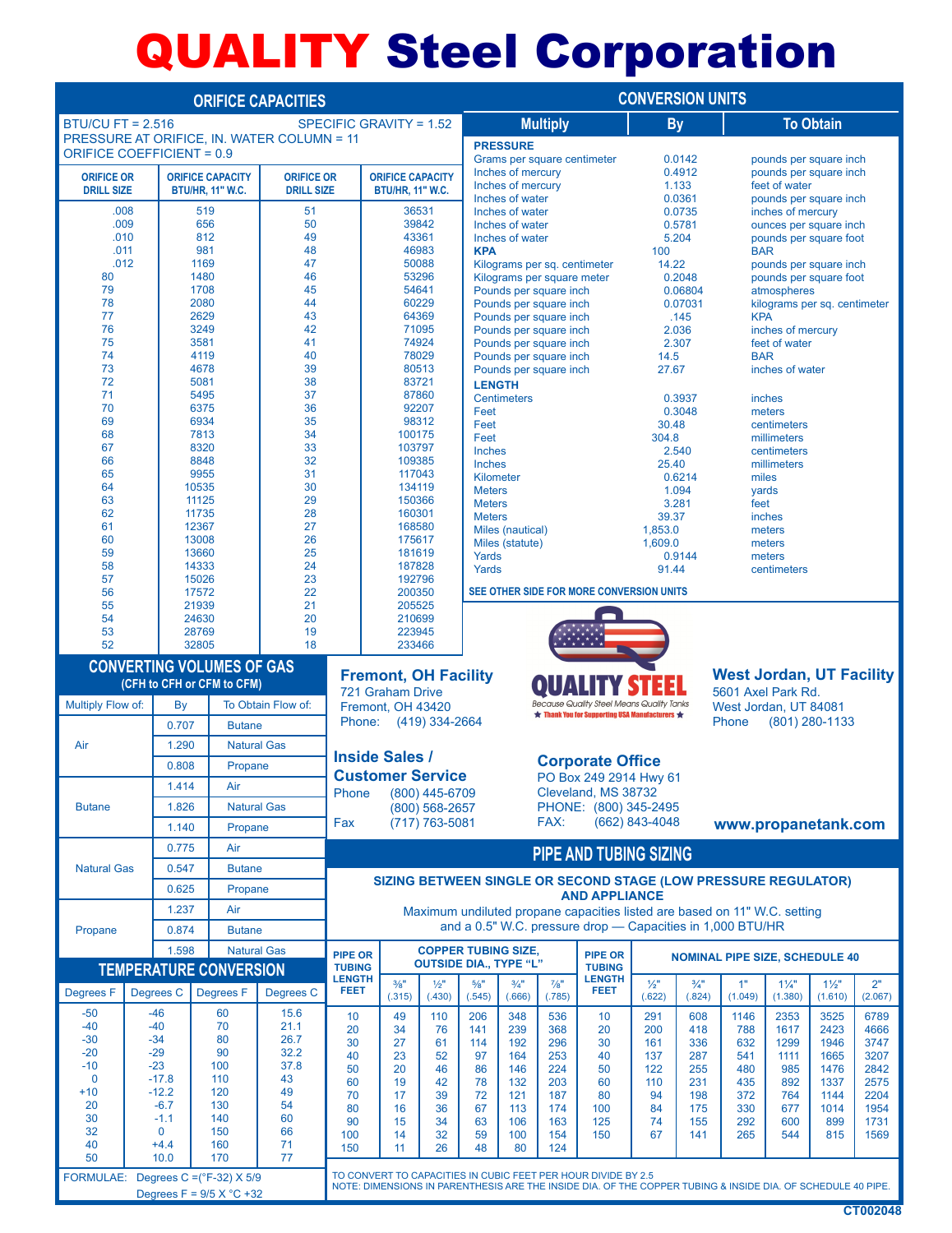# QUALITY Steel Corporation

## ORIFICE CAPACITIES

BTU/CU FT = 2.516 SPECIFIC GRAVITY = 1.52
PRESSURE AT ORIFICE, IN. WATER COLUMN = 11
ORIFICE COEFFICIENT = 0.9

| ORIFICE OR DRILL SIZE | ORIFICE CAPACITY BTU/HR, 11" W.C. | ORIFICE OR DRILL SIZE | ORIFICE CAPACITY BTU/HR, 11" W.C. |
|---|---|---|---|
| .008 | 519 | 51 | 36531 |
| .009 | 656 | 50 | 39842 |
| .010 | 812 | 49 | 43361 |
| .011 | 981 | 48 | 46983 |
| .012 | 1169 | 47 | 50088 |
| 80 | 1480 | 46 | 53296 |
| 79 | 1708 | 45 | 54641 |
| 78 | 2080 | 44 | 60229 |
| 77 | 2629 | 43 | 64369 |
| 76 | 3249 | 42 | 71095 |
| 75 | 3581 | 41 | 74924 |
| 74 | 4119 | 40 | 78029 |
| 73 | 4678 | 39 | 80513 |
| 72 | 5081 | 38 | 83721 |
| 71 | 5495 | 37 | 87860 |
| 70 | 6375 | 36 | 92207 |
| 69 | 6934 | 35 | 98312 |
| 68 | 7813 | 34 | 100175 |
| 67 | 8320 | 33 | 103797 |
| 66 | 8848 | 32 | 109385 |
| 65 | 9955 | 31 | 117043 |
| 64 | 10535 | 30 | 134119 |
| 63 | 11125 | 29 | 150366 |
| 62 | 11735 | 28 | 160301 |
| 61 | 12367 | 27 | 168580 |
| 60 | 13008 | 26 | 175617 |
| 59 | 13660 | 25 | 181619 |
| 58 | 14333 | 24 | 187828 |
| 57 | 15026 | 23 | 192796 |
| 56 | 17572 | 22 | 200350 |
| 55 | 21939 | 21 | 205525 |
| 54 | 24630 | 20 | 210699 |
| 53 | 28769 | 19 | 223945 |
| 52 | 32805 | 18 | 233466 |

## CONVERSION UNITS

| Multiply | By | To Obtain |
|---|---|---|
| **PRESSURE** | | |
| Grams per square centimeter | 0.0142 | pounds per square inch |
| Inches of mercury | 0.4912 | pounds per square inch |
| Inches of mercury | 1.133 | feet of water |
| Inches of water | 0.0361 | pounds per square inch |
| Inches of water | 0.0735 | inches of mercury |
| Inches of water | 0.5781 | ounces per square inch |
| Inches of water | 5.204 | pounds per square foot |
| **KPA** | 100 | BAR |
| Kilograms per sq. centimeter | 14.22 | pounds per square inch |
| Kilograms per square meter | 0.2048 | pounds per square foot |
| Pounds per square inch | 0.06804 | atmospheres |
| Pounds per square inch | 0.07031 | kilograms per sq. centimeter |
| Pounds per square inch | .145 | KPA |
| Pounds per square inch | 2.036 | inches of mercury |
| Pounds per square inch | 2.307 | feet of water |
| Pounds per square inch | 14.5 | BAR |
| Pounds per square inch | 27.67 | inches of water |
| **LENGTH** | | |
| Centimeters | 0.3937 | inches |
| Feet | 0.3048 | meters |
| Feet | 30.48 | centimeters |
| Feet | 304.8 | millimeters |
| Inches | 2.540 | centimeters |
| Inches | 25.40 | millimeters |
| Kilometer | 0.6214 | miles |
| Meters | 1.094 | yards |
| Meters | 3.281 | feet |
| Meters | 39.37 | inches |
| Miles (nautical) | 1,853.0 | meters |
| Miles (statute) | 1,609.0 | meters |
| Yards | 0.9144 | meters |
| Yards | 91.44 | centimeters |

SEE OTHER SIDE FOR MORE CONVERSION UNITS

## CONVERTING VOLUMES OF GAS

(CFH to CFH or CFM to CFM)

| Multiply Flow of: | By | To Obtain Flow of: |
|---|---|---|
| Air | 0.707 | Butane |
| | 1.290 | Natural Gas |
| | 0.808 | Propane |
| Butane | 1.414 | Air |
| | 1.826 | Natural Gas |
| | 1.140 | Propane |
| Natural Gas | 0.775 | Air |
| | 0.547 | Butane |
| | 0.625 | Propane |
| Propane | 1.237 | Air |
| | 0.874 | Butane |
| | 1.598 | Natural Gas |

## TEMPERATURE CONVERSION

| Degrees F | Degrees C | Degrees F | Degrees C |
|---|---|---|---|
| -50 | -46 | 60 | 15.6 |
| -40 | -40 | 70 | 21.1 |
| -30 | -34 | 80 | 26.7 |
| -20 | -29 | 90 | 32.2 |
| -10 | -23 | 100 | 37.8 |
| 0 | -17.8 | 110 | 43 |
| +10 | -12.2 | 120 | 49 |
| 20 | -6.7 | 130 | 54 |
| 30 | -1.1 | 140 | 60 |
| 32 | 0 | 150 | 66 |
| 40 | +4.4 | 160 | 71 |
| 50 | 10.0 | 170 | 77 |

FORMULAE: Degrees C =(°F-32) X 5/9
Degrees F = 9/5 X °C +32

### Fremont, OH Facility
721 Graham Drive
Fremont, OH 43420
Phone: (419) 334-2664

QUALITY STEEL
Because Quality Steel Means Quality Tanks
★ Thank You for Supporting USA Manufacturers ★

### West Jordan, UT Facility
5601 Axel Park Rd.
West Jordan, UT 84081
Phone (801) 280-1133

### Inside Sales / Customer Service
Phone (800) 445-6709
(800) 568-2657
Fax (717) 763-5081

### Corporate Office
PO Box 249 2914 Hwy 61
Cleveland, MS 38732
PHONE: (800) 345-2495
FAX: (662) 843-4048

www.propanetank.com

## PIPE AND TUBING SIZING

**SIZING BETWEEN SINGLE OR SECOND STAGE (LOW PRESSURE REGULATOR) AND APPLIANCE**

Maximum undiluted propane capacities listed are based on 11" W.C. setting and a 0.5" W.C. pressure drop — Capacities in 1,000 BTU/HR

| PIPE OR TUBING LENGTH FEET | COPPER TUBING SIZE, OUTSIDE DIA., TYPE "L" | | | | | PIPE OR TUBING LENGTH FEET | NOMINAL PIPE SIZE, SCHEDULE 40 | | | | | |
|---|---|---|---|---|---|---|---|---|---|---|---|---|
| | ⅜" (.315) | ½" (.430) | ⅝" (.545) | ¾" (.666) | ⅞" (.785) | | ½" (.622) | ¾" (.824) | 1" (1.049) | 1¼" (1.380) | 1½" (1.610) | 2" (2.067) |
| 10 | 49 | 110 | 206 | 348 | 536 | 10 | 291 | 608 | 1146 | 2353 | 3525 | 6789 |
| 20 | 34 | 76 | 141 | 239 | 368 | 20 | 200 | 418 | 788 | 1617 | 2423 | 4666 |
| 30 | 27 | 61 | 114 | 192 | 296 | 30 | 161 | 336 | 632 | 1299 | 1946 | 3747 |
| 40 | 23 | 52 | 97 | 164 | 253 | 40 | 137 | 287 | 541 | 1111 | 1665 | 3207 |
| 50 | 20 | 46 | 86 | 146 | 224 | 50 | 122 | 255 | 480 | 985 | 1476 | 2842 |
| 60 | 19 | 42 | 78 | 132 | 203 | 60 | 110 | 231 | 435 | 892 | 1337 | 2575 |
| 70 | 17 | 39 | 72 | 121 | 187 | 80 | 94 | 198 | 372 | 764 | 1144 | 2204 |
| 80 | 16 | 36 | 67 | 113 | 174 | 100 | 84 | 175 | 330 | 677 | 1014 | 1954 |
| 90 | 15 | 34 | 63 | 106 | 163 | 125 | 74 | 155 | 292 | 600 | 899 | 1731 |
| 100 | 14 | 32 | 59 | 100 | 154 | 150 | 67 | 141 | 265 | 544 | 815 | 1569 |
| 150 | 11 | 26 | 48 | 80 | 124 | | | | | | | |

TO CONVERT TO CAPACITIES IN CUBIC FEET PER HOUR DIVIDE BY 2.5
NOTE: DIMENSIONS IN PARENTHESIS ARE THE INSIDE DIA. OF THE COPPER TUBING & INSIDE DIA. OF SCHEDULE 40 PIPE.

CT002048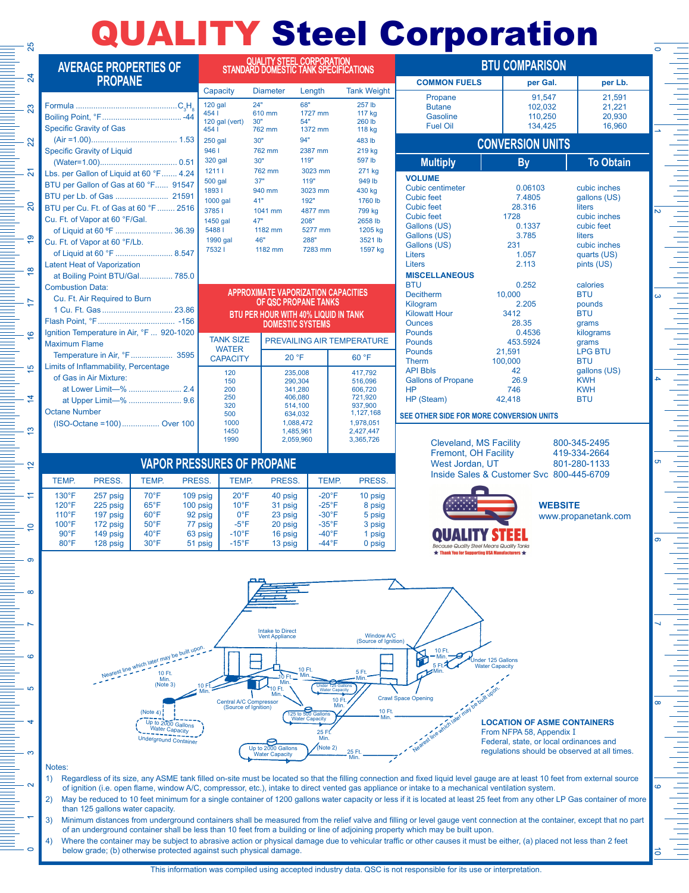# QUALITY Steel Corporation

## AVERAGE PROPERTIES OF PROPANE

Formula .............................................. $C_3H_8$
Boiling Point, °F.................................... -44
Specific Gravity of Gas
(Air =1.00)....................................... 1.53
Specific Gravity of Liquid
(Water=1.00)....................................... 0.51
Lbs. per Gallon of Liquid at 60 °F....... 4.24
BTU per Gallon of Gas at 60 °F...... 91547
BTU per Lb. of Gas ........................ 21591
BTU per Cu. Ft. of Gas at 60 °F ........ 2516
Cu. Ft. of Vapor at 60 °F/Gal.
of Liquid at 60 ºF .......................... 36.39
Cu. Ft. of Vapor at 60 °F/Lb.
of Liquid at 60 °F .......................... 8.547
Latent Heat of Vaporization
at Boiling Point BTU/Gal............... 785.0
Combustion Data:
Cu. Ft. Air Required to Burn
1 Cu. Ft. Gas ................................ 23.86
Flash Point, °F.................................. -156
Ignition Temperature in Air, °F ... 920-1020
Maximum Flame
Temperature in Air, °F.................. 3595
Limits of Inflammability, Percentage
of Gas in Air Mixture:
at Lower Limit—% ........................ 2.4
at Upper Limit—% ........................ 9.6
Octane Number
(ISO-Octane =100)................ Over 100

## QUALITY STEEL CORPORATION STANDARD DOMESTIC TANK SPECIFICATIONS

| Capacity | Diameter | Length | Tank Weight |
|---|---|---|---|
| 120 gal<br>454 l | 24"<br>610 mm | 68"<br>1727 mm | 257 lb<br>117 kg |
| 120 gal (vert)<br>454 l | 30"<br>762 mm | 54"<br>1372 mm | 260 lb<br>118 kg |
| 250 gal<br>946 l | 30"<br>762 mm | 94"<br>2387 mm | 483 lb<br>219 kg |
| 320 gal<br>1211 l | 30"<br>762 mm | 119"<br>3023 mm | 597 lb<br>271 kg |
| 500 gal<br>1893 l | 37"<br>940 mm | 119"<br>3023 mm | 949 lb<br>430 kg |
| 1000 gal<br>3785 l | 41"<br>1041 mm | 192"<br>4877 mm | 1760 lb<br>799 kg |
| 1450 gal<br>5488 l | 47"<br>1182 mm | 208"<br>5277 mm | 2658 lb<br>1205 kg |
| 1990 gal<br>7532 l | 46"<br>1182 mm | 288"<br>7283 mm | 3521 lb<br>1597 kg |

## APPROXIMATE VAPORIZATION CAPACITIES OF QSC PROPANE TANKS

### BTU PER HOUR WITH 40% LIQUID IN TANK DOMESTIC SYSTEMS

| TANK SIZE WATER CAPACITY | PREVAILING AIR TEMPERATURE | |
|---|---|---|
| | 20 °F | 60 °F |
| 120 | 235,008 | 417,792 |
| 150 | 290,304 | 516,096 |
| 200 | 341,280 | 606,720 |
| 250 | 406,080 | 721,920 |
| 320 | 514,100 | 937,900 |
| 500 | 634,032 | 1,127,168 |
| 1000 | 1,088,472 | 1,978,051 |
| 1450 | 1,485,961 | 2,427,447 |
| 1990 | 2,059,960 | 3,365,726 |

## BTU COMPARISON

| COMMON FUELS | per Gal. | per Lb. |
|---|---|---|
| Propane | 91,547 | 21,591 |
| Butane | 102,032 | 21,221 |
| Gasoline | 110,250 | 20,930 |
| Fuel Oil | 134,425 | 16,960 |

## CONVERSION UNITS

| Multiply | By | To Obtain |
|---|---|---|
| **VOLUME** | | |
| Cubic centimeter | 0.06103 | cubic inches |
| Cubic feet | 7.4805 | gallons (US) |
| Cubic feet | 28.316 | liters |
| Cubic feet | 1728 | cubic inches |
| Gallons (US) | 0.1337 | cubic feet |
| Gallons (US) | 3.785 | liters |
| Gallons (US) | 231 | cubic inches |
| Liters | 1.057 | quarts (US) |
| Liters | 2.113 | pints (US) |
| **MISCELLANEOUS** | | |
| BTU | 0.252 | calories |
| Decitherm | 10,000 | BTU |
| Kilogram | 2.205 | pounds |
| Kilowatt Hour | 3412 | BTU |
| Ounces | 28.35 | grams |
| Pounds | 0.4536 | kilograms |
| Pounds | 453.5924 | grams |
| Pounds | 21,591 | LPG BTU |
| Therm | 100,000 | BTU |
| API Bbls | 42 | gallons (US) |
| Gallons of Propane | 26.9 | KWH |
| HP | 746 | KWH |
| HP (Steam) | 42,418 | BTU |

**SEE OTHER SIDE FOR MORE CONVERSION UNITS**

## VAPOR PRESSURES OF PROPANE

| TEMP. | PRESS. | TEMP. | PRESS. | TEMP. | PRESS. | TEMP. | PRESS. |
|---|---|---|---|---|---|---|---|
| 130°F | 257 psig | 70°F | 109 psig | 20°F | 40 psig | -20°F | 10 psig |
| 120°F | 225 psig | 65°F | 100 psig | 10°F | 31 psig | -25°F | 8 psig |
| 110°F | 197 psig | 60°F | 92 psig | 0°F | 23 psig | -30°F | 5 psig |
| 100°F | 172 psig | 50°F | 77 psig | -5°F | 20 psig | -35°F | 3 psig |
| 90°F | 149 psig | 40°F | 63 psig | -10°F | 16 psig | -40°F | 1 psig |
| 80°F | 128 psig | 30°F | 51 psig | -15°F | 13 psig | -44°F | 0 psig |

| | |
|---|---|
| Cleveland, MS Facility | 800-345-2495 |
| Fremont, OH Facility | 419-334-2664 |
| West Jordan, UT | 801-280-1133 |
| Inside Sales & Customer Svc | 800-445-6709 |

**WEBSITE**
www.propanetank.com

QUALITY STEEL
Because Quality Steel Means Quality Tanks
★ Thank You for Supporting USA Manufacturers ★

Intake to Direct Vent Appliance
Window A/C (Source of Ignition)
10 Ft. Min.
5 Ft. Min.
Under 125 Gallons Water Capacity
Nearest line which later may be built upon.
10 Ft. Min. (Note 3)
10 Ft. Min.
10 Ft. Min.
10 Ft. Min.
5 Ft. Min.
10 Ft. Min.
Under 125 Gallons Water Capacity
Central A/C Compressor (Source of Ignition)
10 Ft. Min.
Crawl Space Opening
(Note 4)
Up to 2000 Gallons Water Capacity
Underground Container
125 to 500 Gallons Water Capacity
10 Ft. Min.
25 Ft. Min.
Up to 2000 Gallons Water Capacity
(Note 2)
25 Ft. Min.
Nearest line which later may be built upon.

**LOCATION OF ASME CONTAINERS**
From NFPA 58, Appendix I
Federal, state, or local ordinances and regulations should be observed at all times.

Notes:

1) Regardless of its size, any ASME tank filled on-site must be located so that the filling connection and fixed liquid level gauge are at least 10 feet from external source of ignition (i.e. open flame, window A/C, compressor, etc.), intake to direct vented gas appliance or intake to a mechanical ventilation system.
2) May be reduced to 10 feet minimum for a single container of 1200 gallons water capacity or less if it is located at least 25 feet from any other LP Gas container of more than 125 gallons water capacity.
3) Minimum distances from underground containers shall be measured from the relief valve and filling or level gauge vent connection at the container, except that no part of an underground container shall be less than 10 feet from a building or line of adjoining property which may be built upon.
4) Where the container may be subject to abrasive action or physical damage due to vehicular traffic or other causes it must be either, (a) placed not less than 2 feet below grade; (b) otherwise protected against such physical damage.

This information was compiled using accepted industry data. QSC is not responsible for its use or interpretation.